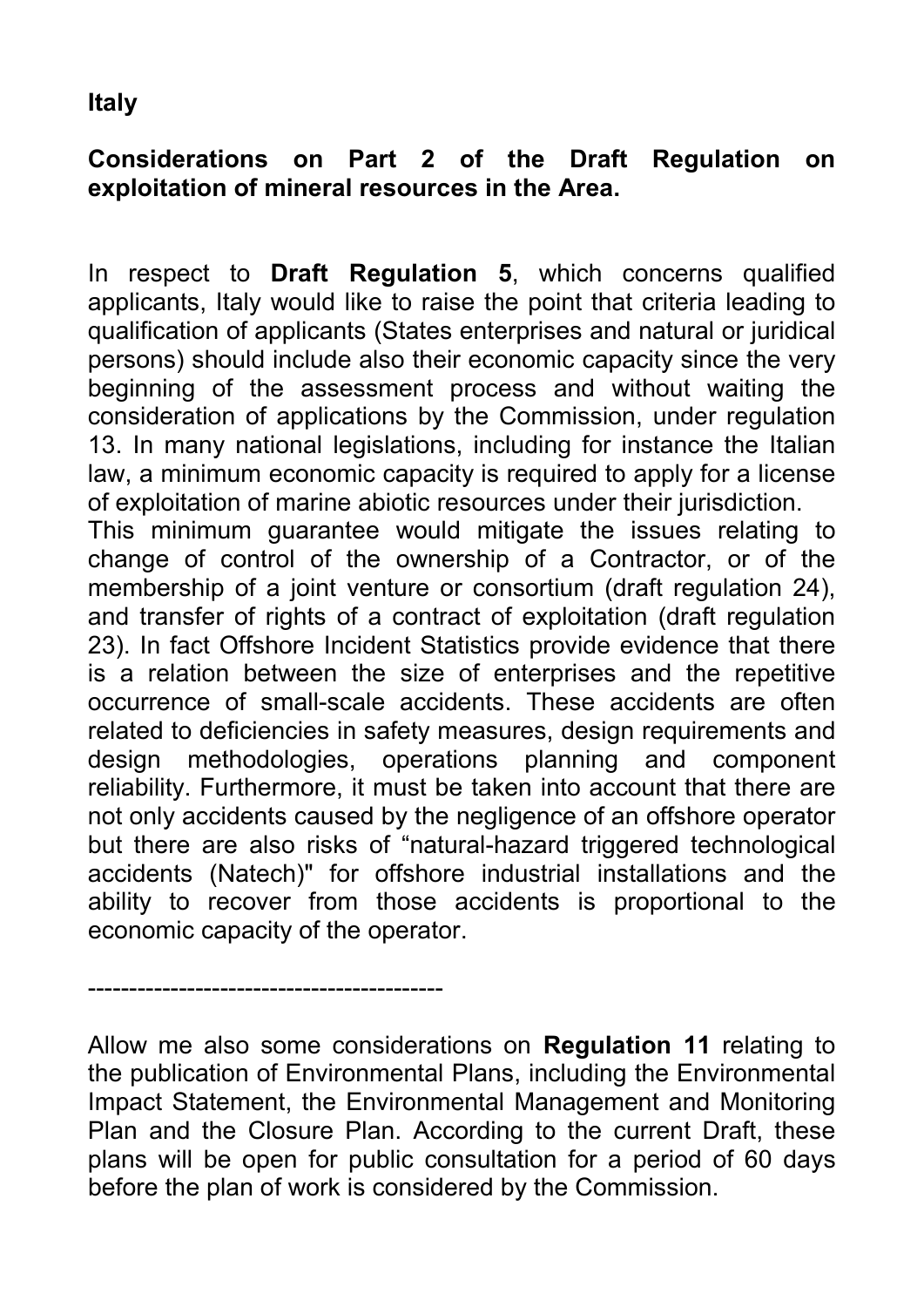**Italy**

**Considerations on Part 2 of the Draft Regulation on exploitation of mineral resources in the Area.**

In respect to **Draft Regulation 5**, which concerns qualified applicants, Italy would like to raise the point that criteria leading to qualification of applicants (States enterprises and natural or juridical persons) should include also their economic capacity since the very beginning of the assessment process and without waiting the consideration of applications by the Commission, under regulation 13. In many national legislations, including for instance the Italian law, a minimum economic capacity is required to apply for a license of exploitation of marine abiotic resources under their jurisdiction.
This minimum guarantee would mitigate the issues relating to change of control of the ownership of a Contractor, or of the membership of a joint venture or consortium (draft regulation 24), and transfer of rights of a contract of exploitation (draft regulation 23). In fact Offshore Incident Statistics provide evidence that there is a relation between the size of enterprises and the repetitive occurrence of small-scale accidents. These accidents are often related to deficiencies in safety measures, design requirements and design methodologies, operations planning and component reliability. Furthermore, it must be taken into account that there are not only accidents caused by the negligence of an offshore operator but there are also risks of “natural-hazard triggered technological accidents (Natech)" for offshore industrial installations and the ability to recover from those accidents is proportional to the economic capacity of the operator.

-------------------------------------------

Allow me also some considerations on **Regulation 11** relating to the publication of Environmental Plans, including the Environmental Impact Statement, the Environmental Management and Monitoring Plan and the Closure Plan. According to the current Draft, these plans will be open for public consultation for a period of 60 days before the plan of work is considered by the Commission.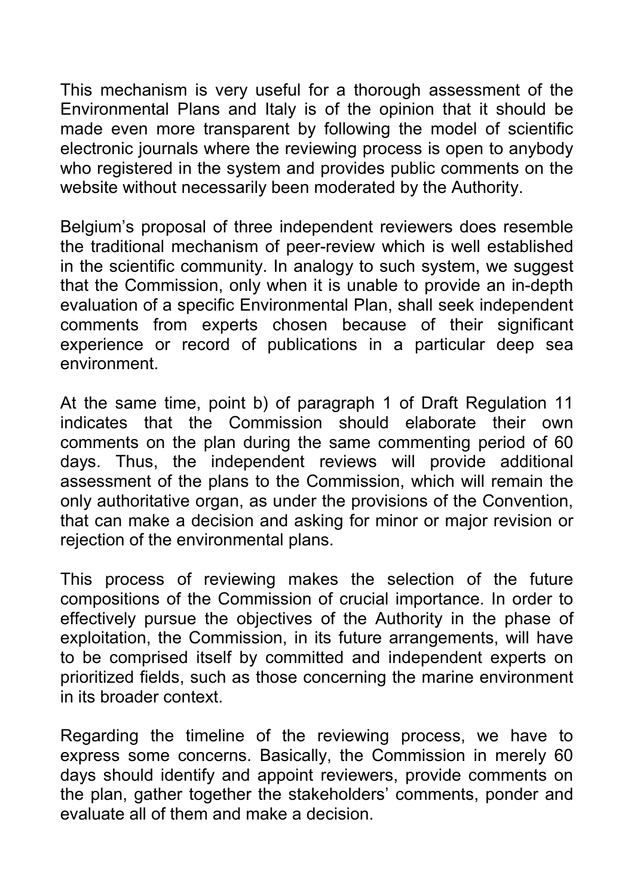This mechanism is very useful for a thorough assessment of the Environmental Plans and Italy is of the opinion that it should be made even more transparent by following the model of scientific electronic journals where the reviewing process is open to anybody who registered in the system and provides public comments on the website without necessarily been moderated by the Authority.

Belgium's proposal of three independent reviewers does resemble the traditional mechanism of peer-review which is well established in the scientific community. In analogy to such system, we suggest that the Commission, only when it is unable to provide an in-depth evaluation of a specific Environmental Plan, shall seek independent comments from experts chosen because of their significant experience or record of publications in a particular deep sea environment.

At the same time, point b) of paragraph 1 of Draft Regulation 11 indicates that the Commission should elaborate their own comments on the plan during the same commenting period of 60 days. Thus, the independent reviews will provide additional assessment of the plans to the Commission, which will remain the only authoritative organ, as under the provisions of the Convention, that can make a decision and asking for minor or major revision or rejection of the environmental plans.

This process of reviewing makes the selection of the future compositions of the Commission of crucial importance. In order to effectively pursue the objectives of the Authority in the phase of exploitation, the Commission, in its future arrangements, will have to be comprised itself by committed and independent experts on prioritized fields, such as those concerning the marine environment in its broader context.

Regarding the timeline of the reviewing process, we have to express some concerns. Basically, the Commission in merely 60 days should identify and appoint reviewers, provide comments on the plan, gather together the stakeholders' comments, ponder and evaluate all of them and make a decision.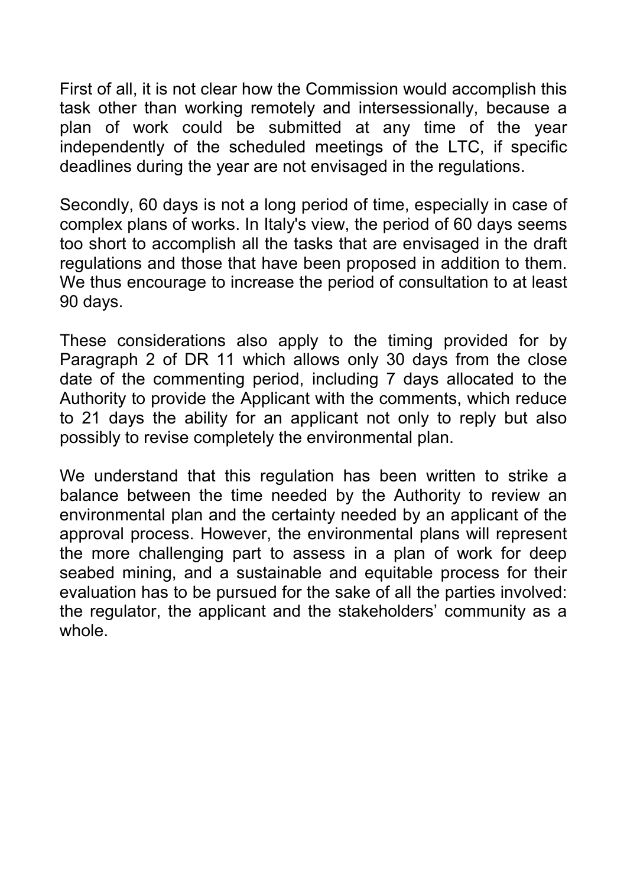First of all, it is not clear how the Commission would accomplish this task other than working remotely and intersessionally, because a plan of work could be submitted at any time of the year independently of the scheduled meetings of the LTC, if specific deadlines during the year are not envisaged in the regulations.

Secondly, 60 days is not a long period of time, especially in case of complex plans of works. In Italy's view, the period of 60 days seems too short to accomplish all the tasks that are envisaged in the draft regulations and those that have been proposed in addition to them. We thus encourage to increase the period of consultation to at least 90 days.

These considerations also apply to the timing provided for by Paragraph 2 of DR 11 which allows only 30 days from the close date of the commenting period, including 7 days allocated to the Authority to provide the Applicant with the comments, which reduce to 21 days the ability for an applicant not only to reply but also possibly to revise completely the environmental plan.

We understand that this regulation has been written to strike a balance between the time needed by the Authority to review an environmental plan and the certainty needed by an applicant of the approval process. However, the environmental plans will represent the more challenging part to assess in a plan of work for deep seabed mining, and a sustainable and equitable process for their evaluation has to be pursued for the sake of all the parties involved: the regulator, the applicant and the stakeholders' community as a whole.